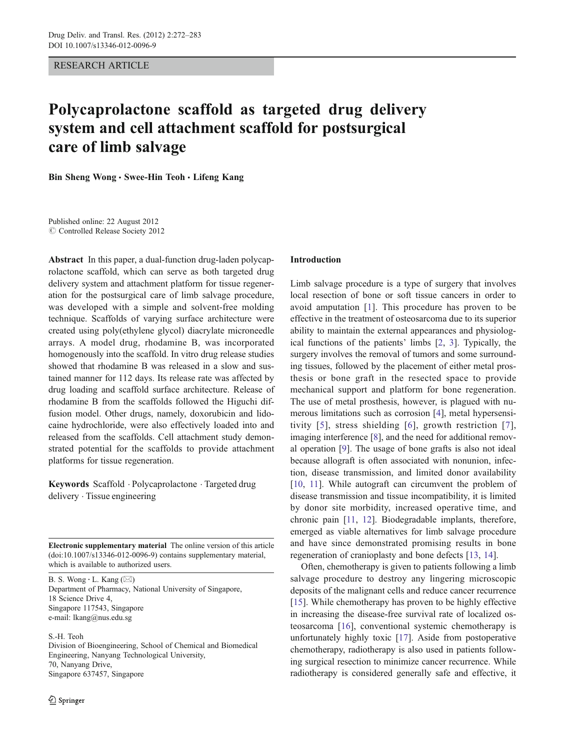RESEARCH ARTICLE

# Polycaprolactone scaffold as targeted drug delivery system and cell attachment scaffold for postsurgical care of limb salvage

**Bin Sheng Wong · Swee-Hin Teoh · Lifeng Kang**

Published online: 22 August 2012
© Controlled Release Society 2012

**Abstract** In this paper, a dual-function drug-laden polycaprolactone scaffold, which can serve as both targeted drug delivery system and attachment platform for tissue regeneration for the postsurgical care of limb salvage procedure, was developed with a simple and solvent-free molding technique. Scaffolds of varying surface architecture were created using poly(ethylene glycol) diacrylate microneedle arrays. A model drug, rhodamine B, was incorporated homogenously into the scaffold. In vitro drug release studies showed that rhodamine B was released in a slow and sustained manner for 112 days. Its release rate was affected by drug loading and scaffold surface architecture. Release of rhodamine B from the scaffolds followed the Higuchi diffusion model. Other drugs, namely, doxorubicin and lidocaine hydrochloride, were also effectively loaded into and released from the scaffolds. Cell attachment study demonstrated potential for the scaffolds to provide attachment platforms for tissue regeneration.

**Keywords** Scaffold · Polycaprolactone · Targeted drug delivery · Tissue engineering

**Electronic supplementary material** The online version of this article (doi:10.1007/s13346-012-0096-9) contains supplementary material, which is available to authorized users.

B. S. Wong · L. Kang (✉)
Department of Pharmacy, National University of Singapore,
18 Science Drive 4,
Singapore 117543, Singapore
e-mail: lkang@nus.edu.sg

S.-H. Teoh
Division of Bioengineering, School of Chemical and Biomedical Engineering, Nanyang Technological University,
70, Nanyang Drive,
Singapore 637457, Singapore

## Introduction

Limb salvage procedure is a type of surgery that involves local resection of bone or soft tissue cancers in order to avoid amputation [1]. This procedure has proven to be effective in the treatment of osteosarcoma due to its superior ability to maintain the external appearances and physiological functions of the patients' limbs [2, 3]. Typically, the surgery involves the removal of tumors and some surrounding tissues, followed by the placement of either metal prosthesis or bone graft in the resected space to provide mechanical support and platform for bone regeneration. The use of metal prosthesis, however, is plagued with numerous limitations such as corrosion [4], metal hypersensitivity [5], stress shielding [6], growth restriction [7], imaging interference [8], and the need for additional removal operation [9]. The usage of bone grafts is also not ideal because allograft is often associated with nonunion, infection, disease transmission, and limited donor availability [10, 11]. While autograft can circumvent the problem of disease transmission and tissue incompatibility, it is limited by donor site morbidity, increased operative time, and chronic pain [11, 12]. Biodegradable implants, therefore, emerged as viable alternatives for limb salvage procedure and have since demonstrated promising results in bone regeneration of cranioplasty and bone defects [13, 14].

Often, chemotherapy is given to patients following a limb salvage procedure to destroy any lingering microscopic deposits of the malignant cells and reduce cancer recurrence [15]. While chemotherapy has proven to be highly effective in increasing the disease-free survival rate of localized osteosarcoma [16], conventional systemic chemotherapy is unfortunately highly toxic [17]. Aside from postoperative chemotherapy, radiotherapy is also used in patients following surgical resection to minimize cancer recurrence. While radiotherapy is considered generally safe and effective, it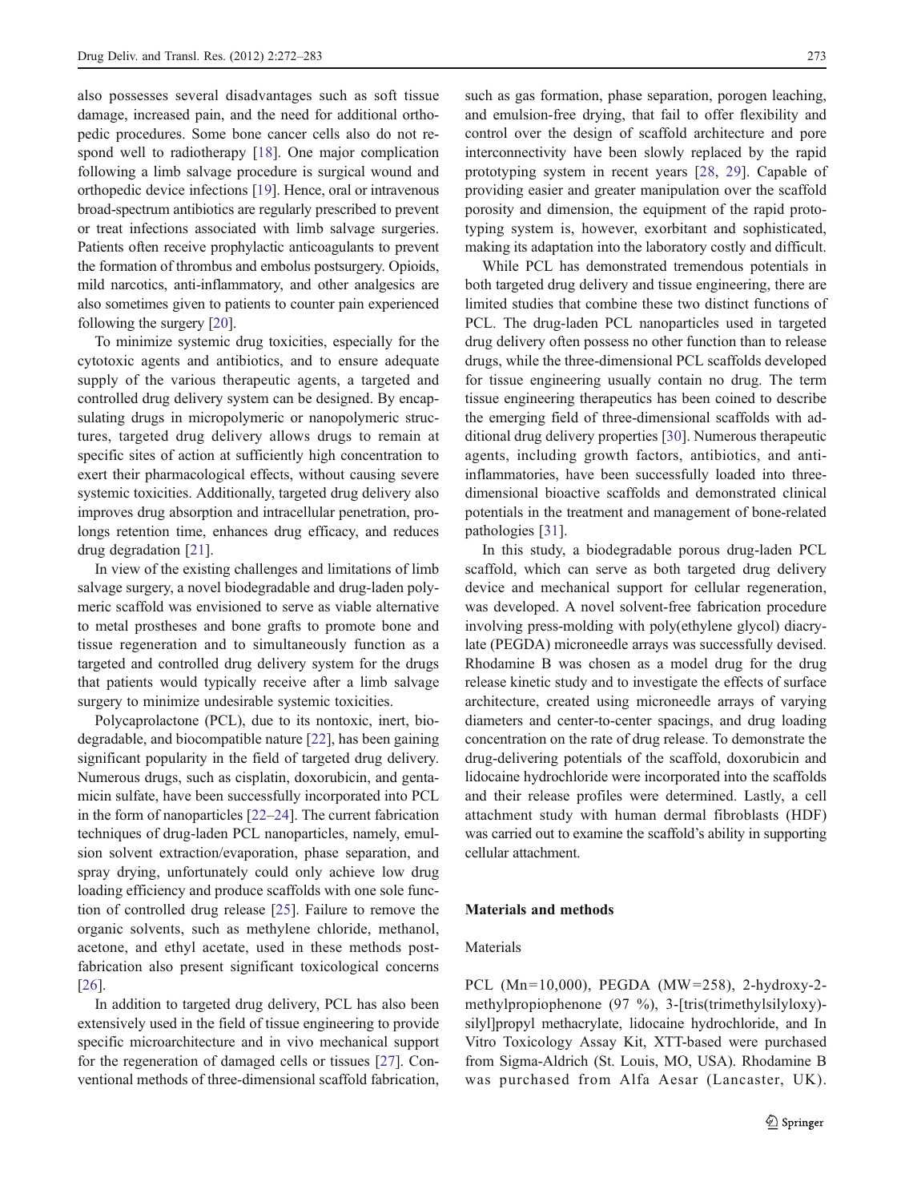also possesses several disadvantages such as soft tissue damage, increased pain, and the need for additional orthopedic procedures. Some bone cancer cells also do not respond well to radiotherapy [18]. One major complication following a limb salvage procedure is surgical wound and orthopedic device infections [19]. Hence, oral or intravenous broad-spectrum antibiotics are regularly prescribed to prevent or treat infections associated with limb salvage surgeries. Patients often receive prophylactic anticoagulants to prevent the formation of thrombus and embolus postsurgery. Opioids, mild narcotics, anti-inflammatory, and other analgesics are also sometimes given to patients to counter pain experienced following the surgery [20].

To minimize systemic drug toxicities, especially for the cytotoxic agents and antibiotics, and to ensure adequate supply of the various therapeutic agents, a targeted and controlled drug delivery system can be designed. By encapsulating drugs in micropolymeric or nanopolymeric structures, targeted drug delivery allows drugs to remain at specific sites of action at sufficiently high concentration to exert their pharmacological effects, without causing severe systemic toxicities. Additionally, targeted drug delivery also improves drug absorption and intracellular penetration, prolongs retention time, enhances drug efficacy, and reduces drug degradation [21].

In view of the existing challenges and limitations of limb salvage surgery, a novel biodegradable and drug-laden polymeric scaffold was envisioned to serve as viable alternative to metal prostheses and bone grafts to promote bone and tissue regeneration and to simultaneously function as a targeted and controlled drug delivery system for the drugs that patients would typically receive after a limb salvage surgery to minimize undesirable systemic toxicities.

Polycaprolactone (PCL), due to its nontoxic, inert, biodegradable, and biocompatible nature [22], has been gaining significant popularity in the field of targeted drug delivery. Numerous drugs, such as cisplatin, doxorubicin, and gentamicin sulfate, have been successfully incorporated into PCL in the form of nanoparticles [22–24]. The current fabrication techniques of drug-laden PCL nanoparticles, namely, emulsion solvent extraction/evaporation, phase separation, and spray drying, unfortunately could only achieve low drug loading efficiency and produce scaffolds with one sole function of controlled drug release [25]. Failure to remove the organic solvents, such as methylene chloride, methanol, acetone, and ethyl acetate, used in these methods post-fabrication also present significant toxicological concerns [26].

In addition to targeted drug delivery, PCL has also been extensively used in the field of tissue engineering to provide specific microarchitecture and in vivo mechanical support for the regeneration of damaged cells or tissues [27]. Conventional methods of three-dimensional scaffold fabrication, such as gas formation, phase separation, porogen leaching, and emulsion-free drying, that fail to offer flexibility and control over the design of scaffold architecture and pore interconnectivity have been slowly replaced by the rapid prototyping system in recent years [28, 29]. Capable of providing easier and greater manipulation over the scaffold porosity and dimension, the equipment of the rapid prototyping system is, however, exorbitant and sophisticated, making its adaptation into the laboratory costly and difficult.

While PCL has demonstrated tremendous potentials in both targeted drug delivery and tissue engineering, there are limited studies that combine these two distinct functions of PCL. The drug-laden PCL nanoparticles used in targeted drug delivery often possess no other function than to release drugs, while the three-dimensional PCL scaffolds developed for tissue engineering usually contain no drug. The term tissue engineering therapeutics has been coined to describe the emerging field of three-dimensional scaffolds with additional drug delivery properties [30]. Numerous therapeutic agents, including growth factors, antibiotics, and anti-inflammatories, have been successfully loaded into three-dimensional bioactive scaffolds and demonstrated clinical potentials in the treatment and management of bone-related pathologies [31].

In this study, a biodegradable porous drug-laden PCL scaffold, which can serve as both targeted drug delivery device and mechanical support for cellular regeneration, was developed. A novel solvent-free fabrication procedure involving press-molding with poly(ethylene glycol) diacrylate (PEGDA) microneedle arrays was successfully devised. Rhodamine B was chosen as a model drug for the drug release kinetic study and to investigate the effects of surface architecture, created using microneedle arrays of varying diameters and center-to-center spacings, and drug loading concentration on the rate of drug release. To demonstrate the drug-delivering potentials of the scaffold, doxorubicin and lidocaine hydrochloride were incorporated into the scaffolds and their release profiles were determined. Lastly, a cell attachment study with human dermal fibroblasts (HDF) was carried out to examine the scaffold's ability in supporting cellular attachment.

## Materials and methods

### Materials

PCL (Mn=10,000), PEGDA (MW=258), 2-hydroxy-2-methylpropiophenone (97 %), 3-[tris(trimethylsilyloxy)-silyl]propyl methacrylate, lidocaine hydrochloride, and In Vitro Toxicology Assay Kit, XTT-based were purchased from Sigma-Aldrich (St. Louis, MO, USA). Rhodamine B was purchased from Alfa Aesar (Lancaster, UK).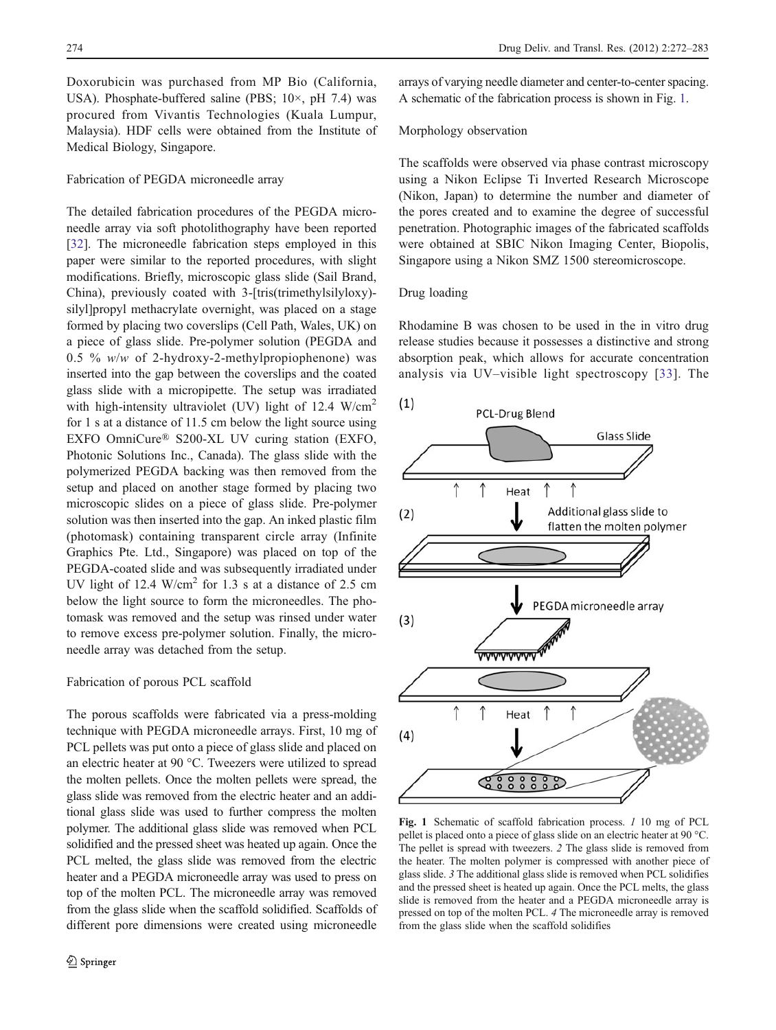Doxorubicin was purchased from MP Bio (California, USA). Phosphate-buffered saline (PBS; 10×, pH 7.4) was procured from Vivantis Technologies (Kuala Lumpur, Malaysia). HDF cells were obtained from the Institute of Medical Biology, Singapore.

## Fabrication of PEGDA microneedle array

The detailed fabrication procedures of the PEGDA microneedle array via soft photolithography have been reported [32]. The microneedle fabrication steps employed in this paper were similar to the reported procedures, with slight modifications. Briefly, microscopic glass slide (Sail Brand, China), previously coated with 3-[tris(trimethylsilyloxy)-silyl]propyl methacrylate overnight, was placed on a stage formed by placing two coverslips (Cell Path, Wales, UK) on a piece of glass slide. Pre-polymer solution (PEGDA and 0.5 % *w/w* of 2-hydroxy-2-methylpropiophenone) was inserted into the gap between the coverslips and the coated glass slide with a micropipette. The setup was irradiated with high-intensity ultraviolet (UV) light of 12.4 $W/cm^2$ for 1 s at a distance of 11.5 cm below the light source using EXFO OmniCure® S200-XL UV curing station (EXFO, Photonic Solutions Inc., Canada). The glass slide with the polymerized PEGDA backing was then removed from the setup and placed on another stage formed by placing two microscopic slides on a piece of glass slide. Pre-polymer solution was then inserted into the gap. An inked plastic film (photomask) containing transparent circle array (Infinite Graphics Pte. Ltd., Singapore) was placed on top of the PEGDA-coated slide and was subsequently irradiated under UV light of 12.4 $W/cm^2$ for 1.3 s at a distance of 2.5 cm below the light source to form the microneedles. The photomask was removed and the setup was rinsed under water to remove excess pre-polymer solution. Finally, the microneedle array was detached from the setup.

## Fabrication of porous PCL scaffold

The porous scaffolds were fabricated via a press-molding technique with PEGDA microneedle arrays. First, 10 mg of PCL pellets was put onto a piece of glass slide and placed on an electric heater at 90 °C. Tweezers were utilized to spread the molten pellets. Once the molten pellets were spread, the glass slide was removed from the electric heater and an additional glass slide was used to further compress the molten polymer. The additional glass slide was removed when PCL solidified and the pressed sheet was heated up again. Once the PCL melted, the glass slide was removed from the electric heater and a PEGDA microneedle array was used to press on top of the molten PCL. The microneedle array was removed from the glass slide when the scaffold solidified. Scaffolds of different pore dimensions were created using microneedle arrays of varying needle diameter and center-to-center spacing. A schematic of the fabrication process is shown in Fig. 1.

## Morphology observation

The scaffolds were observed via phase contrast microscopy using a Nikon Eclipse Ti Inverted Research Microscope (Nikon, Japan) to determine the number and diameter of the pores created and to examine the degree of successful penetration. Photographic images of the fabricated scaffolds were obtained at SBIC Nikon Imaging Center, Biopolis, Singapore using a Nikon SMZ 1500 stereomicroscope.

## Drug loading

Rhodamine B was chosen to be used in the in vitro drug release studies because it possesses a distinctive and strong absorption peak, which allows for accurate concentration analysis via UV–visible light spectroscopy [33]. The

**Fig. 1** Schematic of scaffold fabrication process. *1* 10 mg of PCL pellet is placed onto a piece of glass slide on an electric heater at 90 °C. The pellet is spread with tweezers. *2* The glass slide is removed from the heater. The molten polymer is compressed with another piece of glass slide. *3* The additional glass slide is removed when PCL solidifies and the pressed sheet is heated up again. Once the PCL melts, the glass slide is removed from the heater and a PEGDA microneedle array is pressed on top of the molten PCL. *4* The microneedle array is removed from the glass slide when the scaffold solidifies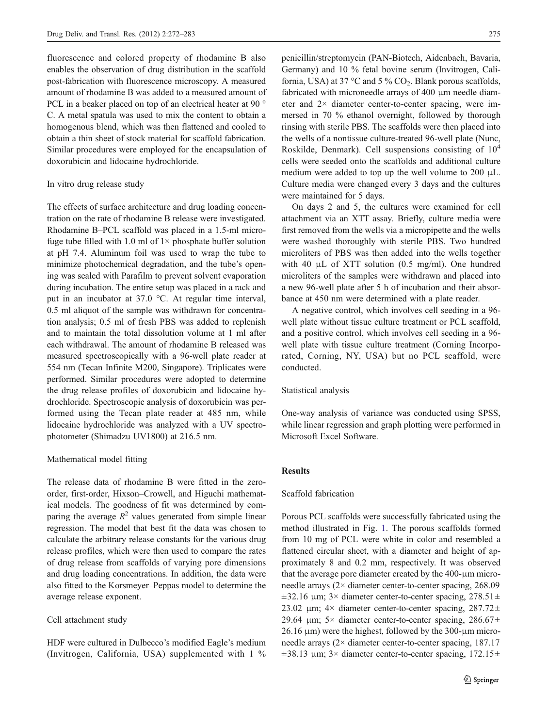fluorescence and colored property of rhodamine B also enables the observation of drug distribution in the scaffold post-fabrication with fluorescence microscopy. A measured amount of rhodamine B was added to a measured amount of PCL in a beaker placed on top of an electrical heater at 90 °C. A metal spatula was used to mix the content to obtain a homogenous blend, which was then flattened and cooled to obtain a thin sheet of stock material for scaffold fabrication. Similar procedures were employed for the encapsulation of doxorubicin and lidocaine hydrochloride.

### In vitro drug release study

The effects of surface architecture and drug loading concentration on the rate of rhodamine B release were investigated. Rhodamine B–PCL scaffold was placed in a 1.5-ml microfuge tube filled with 1.0 ml of 1× phosphate buffer solution at pH 7.4. Aluminum foil was used to wrap the tube to minimize photochemical degradation, and the tube's opening was sealed with Parafilm to prevent solvent evaporation during incubation. The entire setup was placed in a rack and put in an incubator at 37.0 °C. At regular time interval, 0.5 ml aliquot of the sample was withdrawn for concentration analysis; 0.5 ml of fresh PBS was added to replenish and to maintain the total dissolution volume at 1 ml after each withdrawal. The amount of rhodamine B released was measured spectroscopically with a 96-well plate reader at 554 nm (Tecan Infinite M200, Singapore). Triplicates were performed. Similar procedures were adopted to determine the drug release profiles of doxorubicin and lidocaine hydrochloride. Spectroscopic analysis of doxorubicin was performed using the Tecan plate reader at 485 nm, while lidocaine hydrochloride was analyzed with a UV spectrophotometer (Shimadzu UV1800) at 216.5 nm.

### Mathematical model fitting

The release data of rhodamine B were fitted in the zero-order, first-order, Hixson–Crowell, and Higuchi mathematical models. The goodness of fit was determined by comparing the average $R^2$ values generated from simple linear regression. The model that best fit the data was chosen to calculate the arbitrary release constants for the various drug release profiles, which were then used to compare the rates of drug release from scaffolds of varying pore dimensions and drug loading concentrations. In addition, the data were also fitted to the Korsmeyer–Peppas model to determine the average release exponent.

### Cell attachment study

HDF were cultured in Dulbecco's modified Eagle's medium (Invitrogen, California, USA) supplemented with 1 % penicillin/streptomycin (PAN-Biotech, Aidenbach, Bavaria, Germany) and 10 % fetal bovine serum (Invitrogen, California, USA) at 37 °C and 5 % $CO_2$. Blank porous scaffolds, fabricated with microneedle arrays of 400 μm needle diameter and 2× diameter center-to-center spacing, were immersed in 70 % ethanol overnight, followed by thorough rinsing with sterile PBS. The scaffolds were then placed into the wells of a nontissue culture-treated 96-well plate (Nunc, Roskilde, Denmark). Cell suspensions consisting of $10^4$ cells were seeded onto the scaffolds and additional culture medium were added to top up the well volume to 200 μL. Culture media were changed every 3 days and the cultures were maintained for 5 days.

On days 2 and 5, the cultures were examined for cell attachment via an XTT assay. Briefly, culture media were first removed from the wells via a micropipette and the wells were washed thoroughly with sterile PBS. Two hundred microliters of PBS was then added into the wells together with 40 μL of XTT solution (0.5 mg/ml). One hundred microliters of the samples were withdrawn and placed into a new 96-well plate after 5 h of incubation and their absorbance at 450 nm were determined with a plate reader.

A negative control, which involves cell seeding in a 96-well plate without tissue culture treatment or PCL scaffold, and a positive control, which involves cell seeding in a 96-well plate with tissue culture treatment (Corning Incorporated, Corning, NY, USA) but no PCL scaffold, were conducted.

### Statistical analysis

One-way analysis of variance was conducted using SPSS, while linear regression and graph plotting were performed in Microsoft Excel Software.

## Results

### Scaffold fabrication

Porous PCL scaffolds were successfully fabricated using the method illustrated in Fig. 1. The porous scaffolds formed from 10 mg of PCL were white in color and resembled a flattened circular sheet, with a diameter and height of approximately 8 and 0.2 mm, respectively. It was observed that the average pore diameter created by the 400-μm microneedle arrays (2× diameter center-to-center spacing, 268.09 ±32.16 μm; 3× diameter center-to-center spacing, 278.51± 23.02 μm; 4× diameter center-to-center spacing, 287.72± 29.64 μm; 5× diameter center-to-center spacing, 286.67± 26.16 μm) were the highest, followed by the 300-μm microneedle arrays (2× diameter center-to-center spacing, 187.17 ±38.13 μm; 3× diameter center-to-center spacing, 172.15±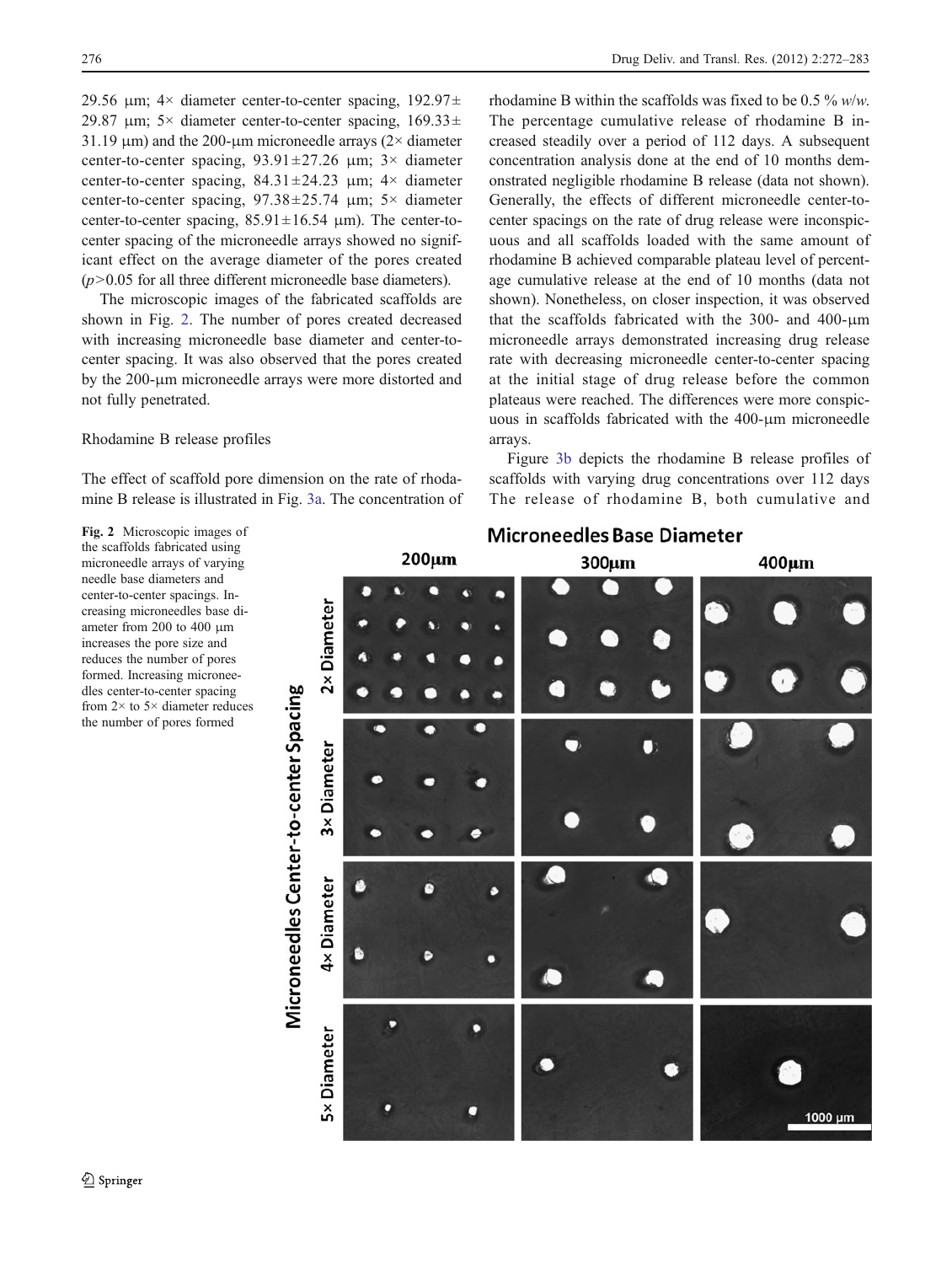29.56 μm; 4× diameter center-to-center spacing, 192.97± 29.87 μm; 5× diameter center-to-center spacing, 169.33± 31.19 μm) and the 200-μm microneedle arrays (2× diameter center-to-center spacing, 93.91±27.26 μm; 3× diameter center-to-center spacing, 84.31±24.23 μm; 4× diameter center-to-center spacing, 97.38±25.74 μm; 5× diameter center-to-center spacing, 85.91±16.54 μm). The center-to-center spacing of the microneedle arrays showed no significant effect on the average diameter of the pores created ($p > 0.05$ for all three different microneedle base diameters).

The microscopic images of the fabricated scaffolds are shown in Fig. 2. The number of pores created decreased with increasing microneedle base diameter and center-to-center spacing. It was also observed that the pores created by the 200-μm microneedle arrays were more distorted and not fully penetrated.

### Rhodamine B release profiles

The effect of scaffold pore dimension on the rate of rhodamine B release is illustrated in Fig. 3a. The concentration of rhodamine B within the scaffolds was fixed to be 0.5 % *w/w*. The percentage cumulative release of rhodamine B increased steadily over a period of 112 days. A subsequent concentration analysis done at the end of 10 months demonstrated negligible rhodamine B release (data not shown). Generally, the effects of different microneedle center-to-center spacings on the rate of drug release were inconspicuous and all scaffolds loaded with the same amount of rhodamine B achieved comparable plateau level of percentage cumulative release at the end of 10 months (data not shown). Nonetheless, on closer inspection, it was observed that the scaffolds fabricated with the 300- and 400-μm microneedle arrays demonstrated increasing drug release rate with decreasing microneedle center-to-center spacing at the initial stage of drug release before the common plateaus were reached. The differences were more conspicuous in scaffolds fabricated with the 400-μm microneedle arrays.

Figure 3b depicts the rhodamine B release profiles of scaffolds with varying drug concentrations over 112 days The release of rhodamine B, both cumulative and

**Fig. 2** Microscopic images of the scaffolds fabricated using microneedle arrays of varying needle base diameters and center-to-center spacings. Increasing microneedles base diameter from 200 to 400 μm increases the pore size and reduces the number of pores formed. Increasing microneedles center-to-center spacing from 2× to 5× diameter reduces the number of pores formed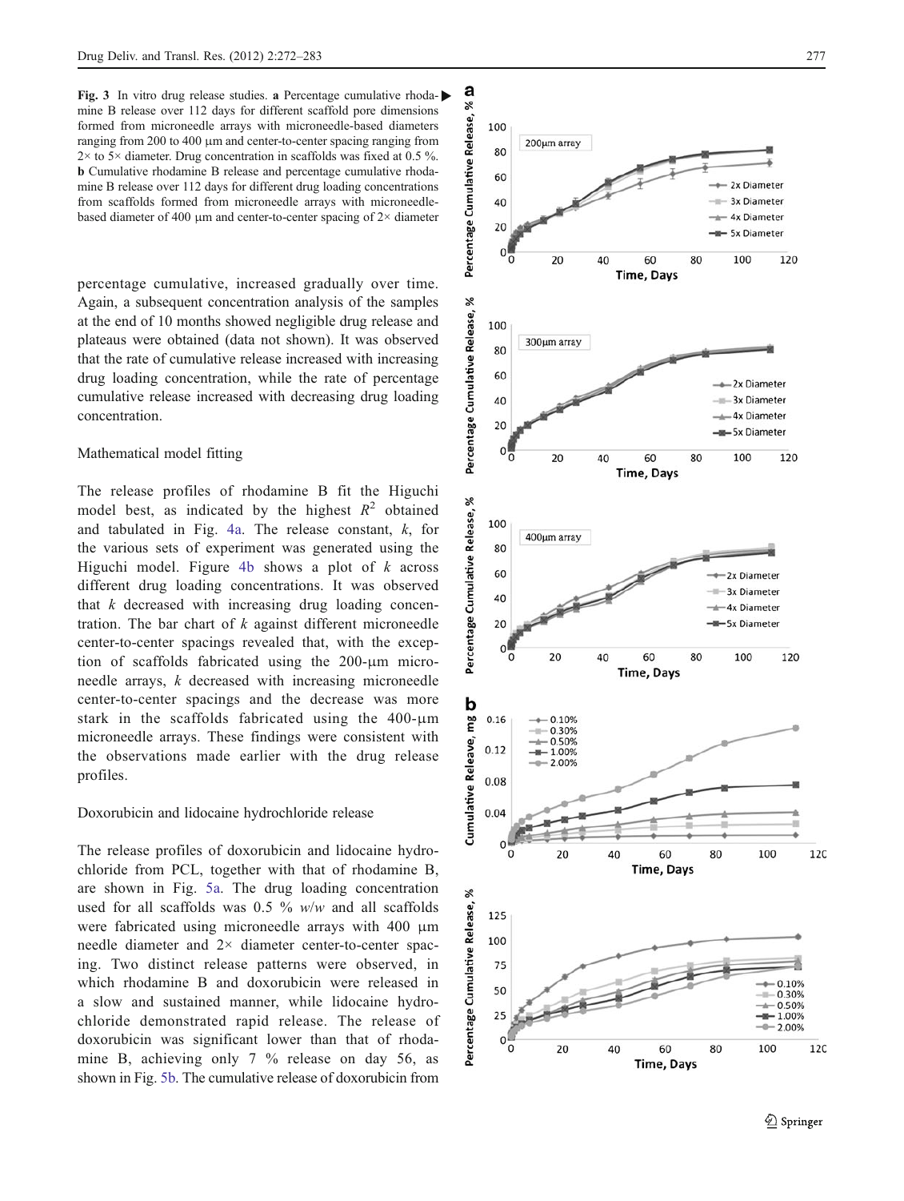**Fig. 3** In vitro drug release studies. **a** Percentage cumulative rhodamine B release over 112 days for different scaffold pore dimensions formed from microneedle arrays with microneedle-based diameters ranging from 200 to 400 μm and center-to-center spacing ranging from 2× to 5× diameter. Drug concentration in scaffolds was fixed at 0.5 %. **b** Cumulative rhodamine B release and percentage cumulative rhodamine B release over 112 days for different drug loading concentrations from scaffolds formed from microneedle arrays with microneedle-based diameter of 400 μm and center-to-center spacing of 2× diameter

percentage cumulative, increased gradually over time. Again, a subsequent concentration analysis of the samples at the end of 10 months showed negligible drug release and plateaus were obtained (data not shown). It was observed that the rate of cumulative release increased with increasing drug loading concentration, while the rate of percentage cumulative release increased with decreasing drug loading concentration.

## Mathematical model fitting

The release profiles of rhodamine B fit the Higuchi model best, as indicated by the highest $R^2$ obtained and tabulated in Fig. 4a. The release constant, $k$, for the various sets of experiment was generated using the Higuchi model. Figure 4b shows a plot of $k$ across different drug loading concentrations. It was observed that $k$ decreased with increasing drug loading concentration. The bar chart of $k$ against different microneedle center-to-center spacings revealed that, with the exception of scaffolds fabricated using the 200-μm microneedle arrays, $k$ decreased with increasing microneedle center-to-center spacings and the decrease was more stark in the scaffolds fabricated using the 400-μm microneedle arrays. These findings were consistent with the observations made earlier with the drug release profiles.

## Doxorubicin and lidocaine hydrochloride release

The release profiles of doxorubicin and lidocaine hydrochloride from PCL, together with that of rhodamine B, are shown in Fig. 5a. The drug loading concentration used for all scaffolds was 0.5 % *w*/*w* and all scaffolds were fabricated using microneedle arrays with 400 μm needle diameter and 2× diameter center-to-center spacing. Two distinct release patterns were observed, in which rhodamine B and doxorubicin were released in a slow and sustained manner, while lidocaine hydrochloride demonstrated rapid release. The release of doxorubicin was significant lower than that of rhodamine B, achieving only 7 % release on day 56, as shown in Fig. 5b. The cumulative release of doxorubicin from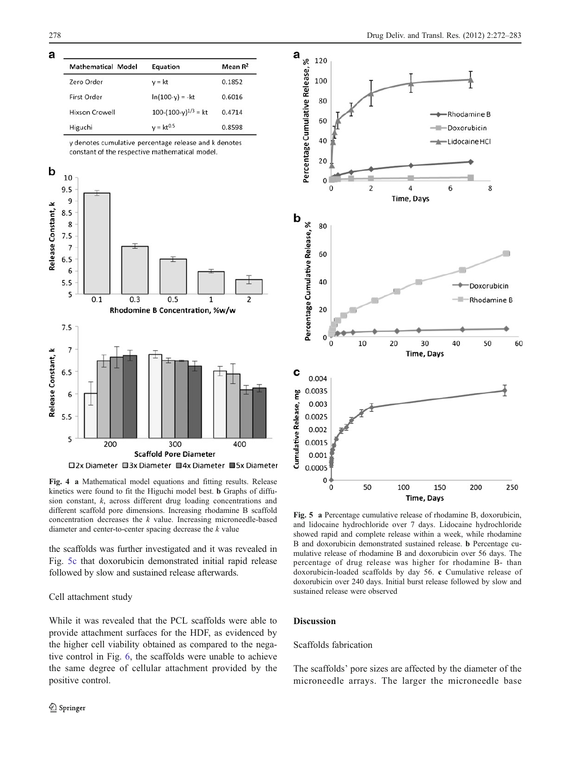| Mathematical Model | Equation | Mean $R^2$ |
| --- | --- | --- |
| Zero Order | $y = kt$ | 0.1852 |
| First Order | $\ln(100\text{-}y) = \text{-}kt$ | 0.6016 |
| Hixson Crowell | $100\text{-}(100\text{-}y)^{1/3} = kt$ | 0.4714 |
| Higuchi | $y = kt^{0.5}$ | 0.8598 |

y denotes cumulative percentage release and k denotes constant of the respective mathematical model.

**Fig. 4** **a** Mathematical model equations and fitting results. Release kinetics were found to fit the Higuchi model best. **b** Graphs of diffusion constant, *k*, across different drug loading concentrations and different scaffold pore dimensions. Increasing rhodamine B scaffold concentration decreases the *k* value. Increasing microneedle-based diameter and center-to-center spacing decrease the *k* value

**Fig. 5** **a** Percentage cumulative release of rhodamine B, doxorubicin, and lidocaine hydrochloride over 7 days. Lidocaine hydrochloride showed rapid and complete release within a week, while rhodamine B and doxorubicin demonstrated sustained release. **b** Percentage cumulative release of rhodamine B and doxorubicin over 56 days. The percentage of drug release was higher for rhodamine B- than doxorubicin-loaded scaffolds by day 56. **c** Cumulative release of doxorubicin over 240 days. Initial burst release followed by slow and sustained release were observed

the scaffolds was further investigated and it was revealed in Fig. 5c that doxorubicin demonstrated initial rapid release followed by slow and sustained release afterwards.

### Cell attachment study

While it was revealed that the PCL scaffolds were able to provide attachment surfaces for the HDF, as evidenced by the higher cell viability obtained as compared to the negative control in Fig. 6, the scaffolds were unable to achieve the same degree of cellular attachment provided by the positive control.

## Discussion

### Scaffolds fabrication

The scaffolds' pore sizes are affected by the diameter of the microneedle arrays. The larger the microneedle base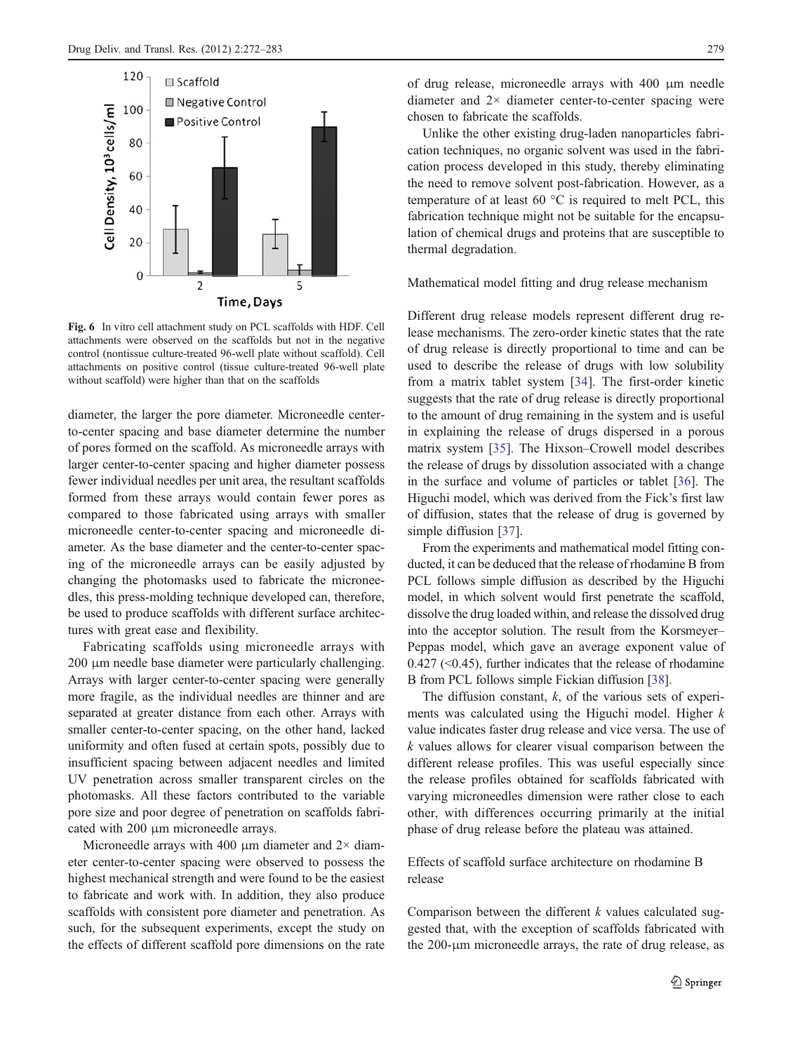Fig. 6 In vitro cell attachment study on PCL scaffolds with HDF. Cell attachments were observed on the scaffolds but not in the negative control (nontissue culture-treated 96-well plate without scaffold). Cell attachments on positive control (tissue culture-treated 96-well plate without scaffold) were higher than that on the scaffolds

diameter, the larger the pore diameter. Microneedle center-to-center spacing and base diameter determine the number of pores formed on the scaffold. As microneedle arrays with larger center-to-center spacing and higher diameter possess fewer individual needles per unit area, the resultant scaffolds formed from these arrays would contain fewer pores as compared to those fabricated using arrays with smaller microneedle center-to-center spacing and microneedle diameter. As the base diameter and the center-to-center spacing of the microneedle arrays can be easily adjusted by changing the photomasks used to fabricate the microneedles, this press-molding technique developed can, therefore, be used to produce scaffolds with different surface architectures with great ease and flexibility.

Fabricating scaffolds using microneedle arrays with 200 μm needle base diameter were particularly challenging. Arrays with larger center-to-center spacing were generally more fragile, as the individual needles are thinner and are separated at greater distance from each other. Arrays with smaller center-to-center spacing, on the other hand, lacked uniformity and often fused at certain spots, possibly due to insufficient spacing between adjacent needles and limited UV penetration across smaller transparent circles on the photomasks. All these factors contributed to the variable pore size and poor degree of penetration on scaffolds fabricated with 200 μm microneedle arrays.

Microneedle arrays with 400 μm diameter and 2× diameter center-to-center spacing were observed to possess the highest mechanical strength and were found to be the easiest to fabricate and work with. In addition, they also produce scaffolds with consistent pore diameter and penetration. As such, for the subsequent experiments, except the study on the effects of different scaffold pore dimensions on the rate of drug release, microneedle arrays with 400 μm needle diameter and 2× diameter center-to-center spacing were chosen to fabricate the scaffolds.

Unlike the other existing drug-laden nanoparticles fabrication techniques, no organic solvent was used in the fabrication process developed in this study, thereby eliminating the need to remove solvent post-fabrication. However, as a temperature of at least 60 °C is required to melt PCL, this fabrication technique might not be suitable for the encapsulation of chemical drugs and proteins that are susceptible to thermal degradation.

## Mathematical model fitting and drug release mechanism

Different drug release models represent different drug release mechanisms. The zero-order kinetic states that the rate of drug release is directly proportional to time and can be used to describe the release of drugs with low solubility from a matrix tablet system [34]. The first-order kinetic suggests that the rate of drug release is directly proportional to the amount of drug remaining in the system and is useful in explaining the release of drugs dispersed in a porous matrix system [35]. The Hixson–Crowell model describes the release of drugs by dissolution associated with a change in the surface and volume of particles or tablet [36]. The Higuchi model, which was derived from the Fick's first law of diffusion, states that the release of drug is governed by simple diffusion [37].

From the experiments and mathematical model fitting conducted, it can be deduced that the release of rhodamine B from PCL follows simple diffusion as described by the Higuchi model, in which solvent would first penetrate the scaffold, dissolve the drug loaded within, and release the dissolved drug into the acceptor solution. The result from the Korsmeyer–Peppas model, which gave an average exponent value of 0.427 (<0.45), further indicates that the release of rhodamine B from PCL follows simple Fickian diffusion [38].

The diffusion constant, $k$, of the various sets of experiments was calculated using the Higuchi model. Higher $k$ value indicates faster drug release and vice versa. The use of $k$ values allows for clearer visual comparison between the different release profiles. This was useful especially since the release profiles obtained for scaffolds fabricated with varying microneedles dimension were rather close to each other, with differences occurring primarily at the initial phase of drug release before the plateau was attained.

## Effects of scaffold surface architecture on rhodamine B release

Comparison between the different $k$ values calculated suggested that, with the exception of scaffolds fabricated with the 200-μm microneedle arrays, the rate of drug release, as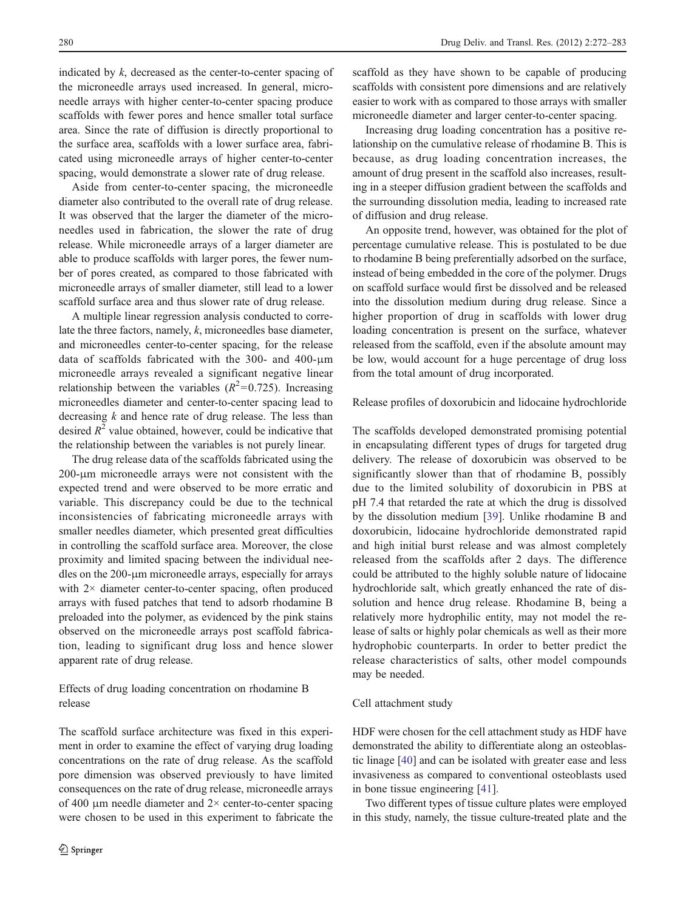indicated by $k$, decreased as the center-to-center spacing of the microneedle arrays used increased. In general, microneedle arrays with higher center-to-center spacing produce scaffolds with fewer pores and hence smaller total surface area. Since the rate of diffusion is directly proportional to the surface area, scaffolds with a lower surface area, fabricated using microneedle arrays of higher center-to-center spacing, would demonstrate a slower rate of drug release.

Aside from center-to-center spacing, the microneedle diameter also contributed to the overall rate of drug release. It was observed that the larger the diameter of the microneedles used in fabrication, the slower the rate of drug release. While microneedle arrays of a larger diameter are able to produce scaffolds with larger pores, the fewer number of pores created, as compared to those fabricated with microneedle arrays of smaller diameter, still lead to a lower scaffold surface area and thus slower rate of drug release.

A multiple linear regression analysis conducted to correlate the three factors, namely, $k$, microneedles base diameter, and microneedles center-to-center spacing, for the release data of scaffolds fabricated with the 300- and 400-μm microneedle arrays revealed a significant negative linear relationship between the variables ($R^2$=0.725). Increasing microneedles diameter and center-to-center spacing lead to decreasing $k$ and hence rate of drug release. The less than desired $R^2$ value obtained, however, could be indicative that the relationship between the variables is not purely linear.

The drug release data of the scaffolds fabricated using the 200-μm microneedle arrays were not consistent with the expected trend and were observed to be more erratic and variable. This discrepancy could be due to the technical inconsistencies of fabricating microneedle arrays with smaller needles diameter, which presented great difficulties in controlling the scaffold surface area. Moreover, the close proximity and limited spacing between the individual needles on the 200-μm microneedle arrays, especially for arrays with 2× diameter center-to-center spacing, often produced arrays with fused patches that tend to adsorb rhodamine B preloaded into the polymer, as evidenced by the pink stains observed on the microneedle arrays post scaffold fabrication, leading to significant drug loss and hence slower apparent rate of drug release.

### Effects of drug loading concentration on rhodamine B release

The scaffold surface architecture was fixed in this experiment in order to examine the effect of varying drug loading concentrations on the rate of drug release. As the scaffold pore dimension was observed previously to have limited consequences on the rate of drug release, microneedle arrays of 400 μm needle diameter and 2× center-to-center spacing were chosen to be used in this experiment to fabricate the scaffold as they have shown to be capable of producing scaffolds with consistent pore dimensions and are relatively easier to work with as compared to those arrays with smaller microneedle diameter and larger center-to-center spacing.

Increasing drug loading concentration has a positive relationship on the cumulative release of rhodamine B. This is because, as drug loading concentration increases, the amount of drug present in the scaffold also increases, resulting in a steeper diffusion gradient between the scaffolds and the surrounding dissolution media, leading to increased rate of diffusion and drug release.

An opposite trend, however, was obtained for the plot of percentage cumulative release. This is postulated to be due to rhodamine B being preferentially adsorbed on the surface, instead of being embedded in the core of the polymer. Drugs on scaffold surface would first be dissolved and be released into the dissolution medium during drug release. Since a higher proportion of drug in scaffolds with lower drug loading concentration is present on the surface, whatever released from the scaffold, even if the absolute amount may be low, would account for a huge percentage of drug loss from the total amount of drug incorporated.

### Release profiles of doxorubicin and lidocaine hydrochloride

The scaffolds developed demonstrated promising potential in encapsulating different types of drugs for targeted drug delivery. The release of doxorubicin was observed to be significantly slower than that of rhodamine B, possibly due to the limited solubility of doxorubicin in PBS at pH 7.4 that retarded the rate at which the drug is dissolved by the dissolution medium [39]. Unlike rhodamine B and doxorubicin, lidocaine hydrochloride demonstrated rapid and high initial burst release and was almost completely released from the scaffolds after 2 days. The difference could be attributed to the highly soluble nature of lidocaine hydrochloride salt, which greatly enhanced the rate of dissolution and hence drug release. Rhodamine B, being a relatively more hydrophilic entity, may not model the release of salts or highly polar chemicals as well as their more hydrophobic counterparts. In order to better predict the release characteristics of salts, other model compounds may be needed.

### Cell attachment study

HDF were chosen for the cell attachment study as HDF have demonstrated the ability to differentiate along an osteoblastic linage [40] and can be isolated with greater ease and less invasiveness as compared to conventional osteoblasts used in bone tissue engineering [41].

Two different types of tissue culture plates were employed in this study, namely, the tissue culture-treated plate and the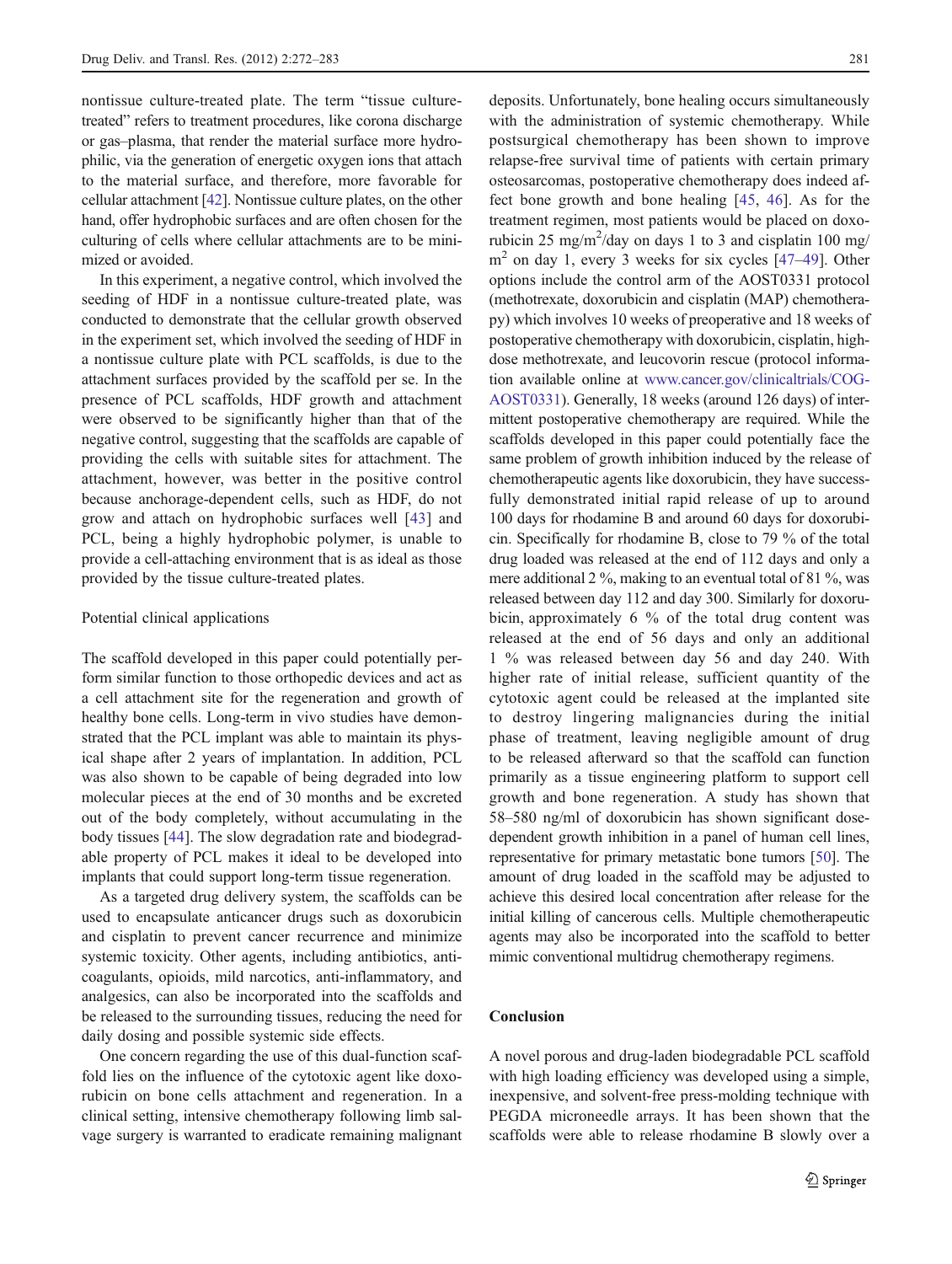nontissue culture-treated plate. The term "tissue culture-treated" refers to treatment procedures, like corona discharge or gas–plasma, that render the material surface more hydrophilic, via the generation of energetic oxygen ions that attach to the material surface, and therefore, more favorable for cellular attachment [42]. Nontissue culture plates, on the other hand, offer hydrophobic surfaces and are often chosen for the culturing of cells where cellular attachments are to be minimized or avoided.

In this experiment, a negative control, which involved the seeding of HDF in a nontissue culture-treated plate, was conducted to demonstrate that the cellular growth observed in the experiment set, which involved the seeding of HDF in a nontissue culture plate with PCL scaffolds, is due to the attachment surfaces provided by the scaffold per se. In the presence of PCL scaffolds, HDF growth and attachment were observed to be significantly higher than that of the negative control, suggesting that the scaffolds are capable of providing the cells with suitable sites for attachment. The attachment, however, was better in the positive control because anchorage-dependent cells, such as HDF, do not grow and attach on hydrophobic surfaces well [43] and PCL, being a highly hydrophobic polymer, is unable to provide a cell-attaching environment that is as ideal as those provided by the tissue culture-treated plates.

### Potential clinical applications

The scaffold developed in this paper could potentially perform similar function to those orthopedic devices and act as a cell attachment site for the regeneration and growth of healthy bone cells. Long-term in vivo studies have demonstrated that the PCL implant was able to maintain its physical shape after 2 years of implantation. In addition, PCL was also shown to be capable of being degraded into low molecular pieces at the end of 30 months and be excreted out of the body completely, without accumulating in the body tissues [44]. The slow degradation rate and biodegradable property of PCL makes it ideal to be developed into implants that could support long-term tissue regeneration.

As a targeted drug delivery system, the scaffolds can be used to encapsulate anticancer drugs such as doxorubicin and cisplatin to prevent cancer recurrence and minimize systemic toxicity. Other agents, including antibiotics, anticoagulants, opioids, mild narcotics, anti-inflammatory, and analgesics, can also be incorporated into the scaffolds and be released to the surrounding tissues, reducing the need for daily dosing and possible systemic side effects.

One concern regarding the use of this dual-function scaffold lies on the influence of the cytotoxic agent like doxorubicin on bone cells attachment and regeneration. In a clinical setting, intensive chemotherapy following limb salvage surgery is warranted to eradicate remaining malignant deposits. Unfortunately, bone healing occurs simultaneously with the administration of systemic chemotherapy. While postsurgical chemotherapy has been shown to improve relapse-free survival time of patients with certain primary osteosarcomas, postoperative chemotherapy does indeed affect bone growth and bone healing [45, 46]. As for the treatment regimen, most patients would be placed on doxorubicin 25 mg/m$^2$/day on days 1 to 3 and cisplatin 100 mg/m$^2$ on day 1, every 3 weeks for six cycles [47–49]. Other options include the control arm of the AOST0331 protocol (methotrexate, doxorubicin and cisplatin (MAP) chemotherapy) which involves 10 weeks of preoperative and 18 weeks of postoperative chemotherapy with doxorubicin, cisplatin, high-dose methotrexate, and leucovorin rescue (protocol information available online at www.cancer.gov/clinicaltrials/COG-AOST0331). Generally, 18 weeks (around 126 days) of intermittent postoperative chemotherapy are required. While the scaffolds developed in this paper could potentially face the same problem of growth inhibition induced by the release of chemotherapeutic agents like doxorubicin, they have successfully demonstrated initial rapid release of up to around 100 days for rhodamine B and around 60 days for doxorubicin. Specifically for rhodamine B, close to 79 % of the total drug loaded was released at the end of 112 days and only a mere additional 2 %, making to an eventual total of 81 %, was released between day 112 and day 300. Similarly for doxorubicin, approximately 6 % of the total drug content was released at the end of 56 days and only an additional 1 % was released between day 56 and day 240. With higher rate of initial release, sufficient quantity of the cytotoxic agent could be released at the implanted site to destroy lingering malignancies during the initial phase of treatment, leaving negligible amount of drug to be released afterward so that the scaffold can function primarily as a tissue engineering platform to support cell growth and bone regeneration. A study has shown that 58–580 ng/ml of doxorubicin has shown significant dose-dependent growth inhibition in a panel of human cell lines, representative for primary metastatic bone tumors [50]. The amount of drug loaded in the scaffold may be adjusted to achieve this desired local concentration after release for the initial killing of cancerous cells. Multiple chemotherapeutic agents may also be incorporated into the scaffold to better mimic conventional multidrug chemotherapy regimens.

## Conclusion

A novel porous and drug-laden biodegradable PCL scaffold with high loading efficiency was developed using a simple, inexpensive, and solvent-free press-molding technique with PEGDA microneedle arrays. It has been shown that the scaffolds were able to release rhodamine B slowly over a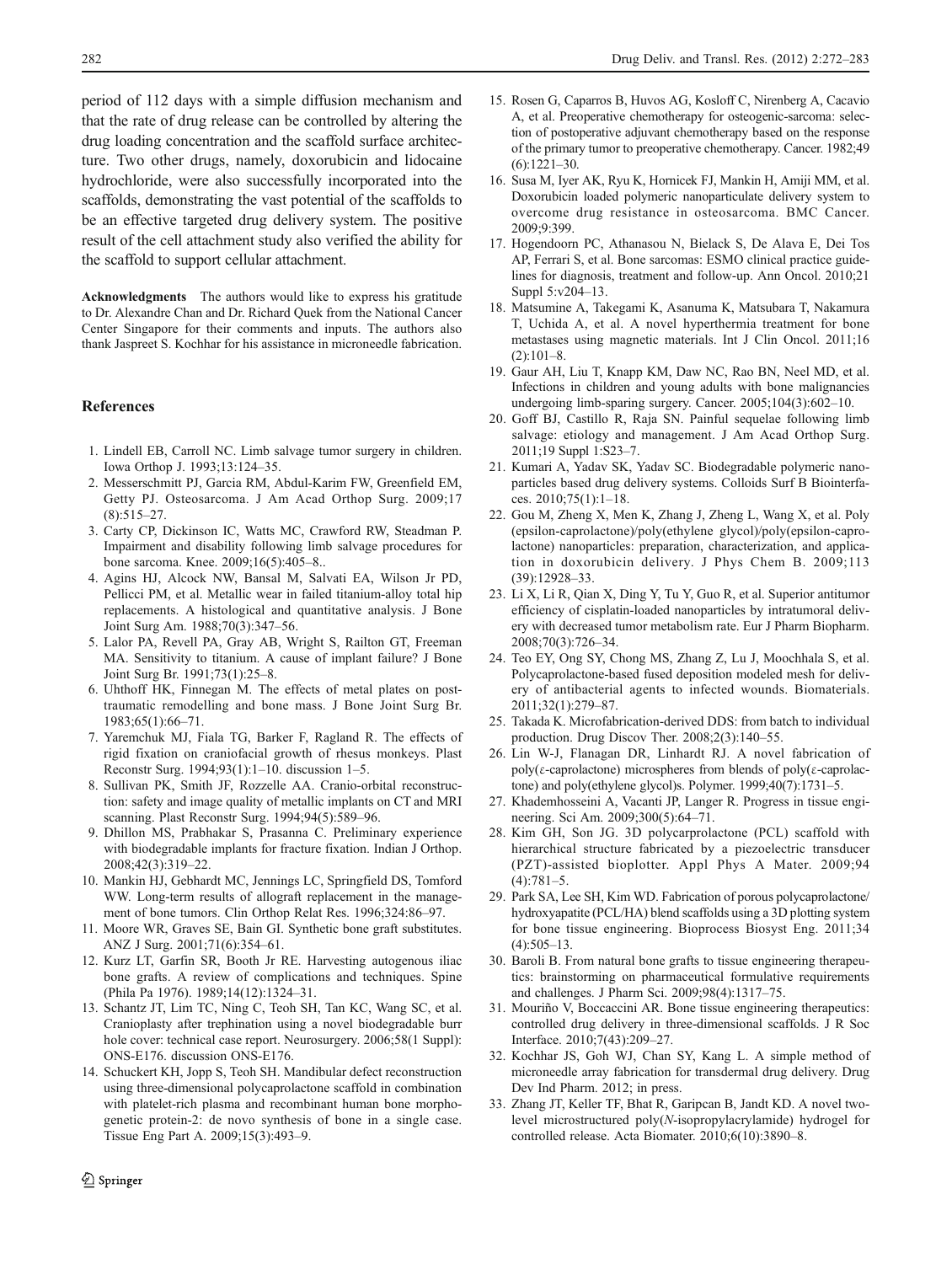period of 112 days with a simple diffusion mechanism and that the rate of drug release can be controlled by altering the drug loading concentration and the scaffold surface architecture. Two other drugs, namely, doxorubicin and lidocaine hydrochloride, were also successfully incorporated into the scaffolds, demonstrating the vast potential of the scaffolds to be an effective targeted drug delivery system. The positive result of the cell attachment study also verified the ability for the scaffold to support cellular attachment.

**Acknowledgments** The authors would like to express his gratitude to Dr. Alexandre Chan and Dr. Richard Quek from the National Cancer Center Singapore for their comments and inputs. The authors also thank Jaspreet S. Kochhar for his assistance in microneedle fabrication.

## References

1. Lindell EB, Carroll NC. Limb salvage tumor surgery in children. Iowa Orthop J. 1993;13:124–35.
2. Messerschmitt PJ, Garcia RM, Abdul-Karim FW, Greenfield EM, Getty PJ. Osteosarcoma. J Am Acad Orthop Surg. 2009;17 (8):515–27.
3. Carty CP, Dickinson IC, Watts MC, Crawford RW, Steadman P. Impairment and disability following limb salvage procedures for bone sarcoma. Knee. 2009;16(5):405–8..
4. Agins HJ, Alcock NW, Bansal M, Salvati EA, Wilson Jr PD, Pellicci PM, et al. Metallic wear in failed titanium-alloy total hip replacements. A histological and quantitative analysis. J Bone Joint Surg Am. 1988;70(3):347–56.
5. Lalor PA, Revell PA, Gray AB, Wright S, Railton GT, Freeman MA. Sensitivity to titanium. A cause of implant failure? J Bone Joint Surg Br. 1991;73(1):25–8.
6. Uhthoff HK, Finnegan M. The effects of metal plates on post-traumatic remodelling and bone mass. J Bone Joint Surg Br. 1983;65(1):66–71.
7. Yaremchuk MJ, Fiala TG, Barker F, Ragland R. The effects of rigid fixation on craniofacial growth of rhesus monkeys. Plast Reconstr Surg. 1994;93(1):1–10. discussion 1–5.
8. Sullivan PK, Smith JF, Rozzelle AA. Cranio-orbital reconstruction: safety and image quality of metallic implants on CT and MRI scanning. Plast Reconstr Surg. 1994;94(5):589–96.
9. Dhillon MS, Prabhakar S, Prasanna C. Preliminary experience with biodegradable implants for fracture fixation. Indian J Orthop. 2008;42(3):319–22.
10. Mankin HJ, Gebhardt MC, Jennings LC, Springfield DS, Tomford WW. Long-term results of allograft replacement in the management of bone tumors. Clin Orthop Relat Res. 1996;324:86–97.
11. Moore WR, Graves SE, Bain GI. Synthetic bone graft substitutes. ANZ J Surg. 2001;71(6):354–61.
12. Kurz LT, Garfin SR, Booth Jr RE. Harvesting autogenous iliac bone grafts. A review of complications and techniques. Spine (Phila Pa 1976). 1989;14(12):1324–31.
13. Schantz JT, Lim TC, Ning C, Teoh SH, Tan KC, Wang SC, et al. Cranioplasty after trephination using a novel biodegradable burr hole cover: technical case report. Neurosurgery. 2006;58(1 Suppl): ONS-E176. discussion ONS-E176.
14. Schuckert KH, Jopp S, Teoh SH. Mandibular defect reconstruction using three-dimensional polycaprolactone scaffold in combination with platelet-rich plasma and recombinant human bone morphogenetic protein-2: de novo synthesis of bone in a single case. Tissue Eng Part A. 2009;15(3):493–9.
15. Rosen G, Caparros B, Huvos AG, Kosloff C, Nirenberg A, Cacavio A, et al. Preoperative chemotherapy for osteogenic-sarcoma: selection of postoperative adjuvant chemotherapy based on the response of the primary tumor to preoperative chemotherapy. Cancer. 1982;49 (6):1221–30.
16. Susa M, Iyer AK, Ryu K, Hornicek FJ, Mankin H, Amiji MM, et al. Doxorubicin loaded polymeric nanoparticulate delivery system to overcome drug resistance in osteosarcoma. BMC Cancer. 2009;9:399.
17. Hogendoorn PC, Athanasou N, Bielack S, De Alava E, Dei Tos AP, Ferrari S, et al. Bone sarcomas: ESMO clinical practice guidelines for diagnosis, treatment and follow-up. Ann Oncol. 2010;21 Suppl 5:v204–13.
18. Matsumine A, Takegami K, Asanuma K, Matsubara T, Nakamura T, Uchida A, et al. A novel hyperthermia treatment for bone metastases using magnetic materials. Int J Clin Oncol. 2011;16 (2):101–8.
19. Gaur AH, Liu T, Knapp KM, Daw NC, Rao BN, Neel MD, et al. Infections in children and young adults with bone malignancies undergoing limb-sparing surgery. Cancer. 2005;104(3):602–10.
20. Goff BJ, Castillo R, Raja SN. Painful sequelae following limb salvage: etiology and management. J Am Acad Orthop Surg. 2011;19 Suppl 1:S23–7.
21. Kumari A, Yadav SK, Yadav SC. Biodegradable polymeric nanoparticles based drug delivery systems. Colloids Surf B Biointerfaces. 2010;75(1):1–18.
22. Gou M, Zheng X, Men K, Zhang J, Zheng L, Wang X, et al. Poly (epsilon-caprolactone)/poly(ethylene glycol)/poly(epsilon-caprolactone) nanoparticles: preparation, characterization, and application in doxorubicin delivery. J Phys Chem B. 2009;113 (39):12928–33.
23. Li X, Li R, Qian X, Ding Y, Tu Y, Guo R, et al. Superior antitumor efficiency of cisplatin-loaded nanoparticles by intratumoral delivery with decreased tumor metabolism rate. Eur J Pharm Biopharm. 2008;70(3):726–34.
24. Teo EY, Ong SY, Chong MS, Zhang Z, Lu J, Moochhala S, et al. Polycaprolactone-based fused deposition modeled mesh for delivery of antibacterial agents to infected wounds. Biomaterials. 2011;32(1):279–87.
25. Takada K. Microfabrication-derived DDS: from batch to individual production. Drug Discov Ther. 2008;2(3):140–55.
26. Lin W-J, Flanagan DR, Linhardt RJ. A novel fabrication of poly(ε-caprolactone) microspheres from blends of poly(ε-caprolactone) and poly(ethylene glycol)s. Polymer. 1999;40(7):1731–5.
27. Khademhosseini A, Vacanti JP, Langer R. Progress in tissue engineering. Sci Am. 2009;300(5):64–71.
28. Kim GH, Son JG. 3D polycarprolactone (PCL) scaffold with hierarchical structure fabricated by a piezoelectric transducer (PZT)-assisted bioplotter. Appl Phys A Mater. 2009;94 (4):781–5.
29. Park SA, Lee SH, Kim WD. Fabrication of porous polycaprolactone/hydroxyapatite (PCL/HA) blend scaffolds using a 3D plotting system for bone tissue engineering. Bioprocess Biosyst Eng. 2011;34 (4):505–13.
30. Baroli B. From natural bone grafts to tissue engineering therapeutics: brainstorming on pharmaceutical formulative requirements and challenges. J Pharm Sci. 2009;98(4):1317–75.
31. Mouriño V, Boccaccini AR. Bone tissue engineering therapeutics: controlled drug delivery in three-dimensional scaffolds. J R Soc Interface. 2010;7(43):209–27.
32. Kochhar JS, Goh WJ, Chan SY, Kang L. A simple method of microneedle array fabrication for transdermal drug delivery. Drug Dev Ind Pharm. 2012; in press.
33. Zhang JT, Keller TF, Bhat R, Garipcan B, Jandt KD. A novel two-level microstructured poly(*N*-isopropylacrylamide) hydrogel for controlled release. Acta Biomater. 2010;6(10):3890–8.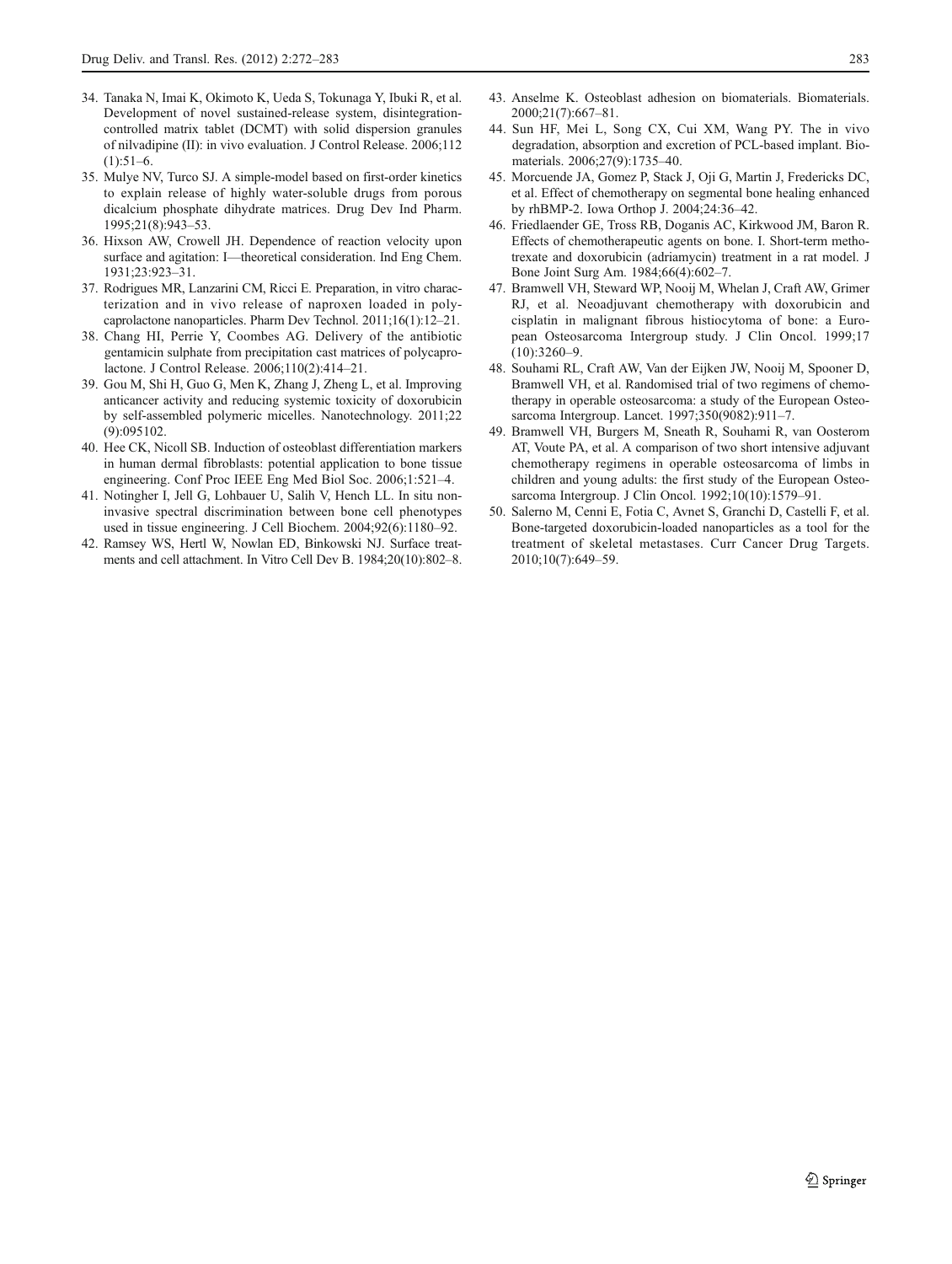34. Tanaka N, Imai K, Okimoto K, Ueda S, Tokunaga Y, Ibuki R, et al. Development of novel sustained-release system, disintegration-controlled matrix tablet (DCMT) with solid dispersion granules of nilvadipine (II): in vivo evaluation. J Control Release. 2006;112(1):51–6.
35. Mulye NV, Turco SJ. A simple-model based on first-order kinetics to explain release of highly water-soluble drugs from porous dicalcium phosphate dihydrate matrices. Drug Dev Ind Pharm. 1995;21(8):943–53.
36. Hixson AW, Crowell JH. Dependence of reaction velocity upon surface and agitation: I—theoretical consideration. Ind Eng Chem. 1931;23:923–31.
37. Rodrigues MR, Lanzarini CM, Ricci E. Preparation, in vitro characterization and in vivo release of naproxen loaded in polycaprolactone nanoparticles. Pharm Dev Technol. 2011;16(1):12–21.
38. Chang HI, Perrie Y, Coombes AG. Delivery of the antibiotic gentamicin sulphate from precipitation cast matrices of polycaprolactone. J Control Release. 2006;110(2):414–21.
39. Gou M, Shi H, Guo G, Men K, Zhang J, Zheng L, et al. Improving anticancer activity and reducing systemic toxicity of doxorubicin by self-assembled polymeric micelles. Nanotechnology. 2011;22(9):095102.
40. Hee CK, Nicoll SB. Induction of osteoblast differentiation markers in human dermal fibroblasts: potential application to bone tissue engineering. Conf Proc IEEE Eng Med Biol Soc. 2006;1:521–4.
41. Notingher I, Jell G, Lohbauer U, Salih V, Hench LL. In situ non-invasive spectral discrimination between bone cell phenotypes used in tissue engineering. J Cell Biochem. 2004;92(6):1180–92.
42. Ramsey WS, Hertl W, Nowlan ED, Binkowski NJ. Surface treatments and cell attachment. In Vitro Cell Dev B. 1984;20(10):802–8.
43. Anselme K. Osteoblast adhesion on biomaterials. Biomaterials. 2000;21(7):667–81.
44. Sun HF, Mei L, Song CX, Cui XM, Wang PY. The in vivo degradation, absorption and excretion of PCL-based implant. Biomaterials. 2006;27(9):1735–40.
45. Morcuende JA, Gomez P, Stack J, Oji G, Martin J, Fredericks DC, et al. Effect of chemotherapy on segmental bone healing enhanced by rhBMP-2. Iowa Orthop J. 2004;24:36–42.
46. Friedlaender GE, Tross RB, Doganis AC, Kirkwood JM, Baron R. Effects of chemotherapeutic agents on bone. I. Short-term methotrexate and doxorubicin (adriamycin) treatment in a rat model. J Bone Joint Surg Am. 1984;66(4):602–7.
47. Bramwell VH, Steward WP, Nooij M, Whelan J, Craft AW, Grimer RJ, et al. Neoadjuvant chemotherapy with doxorubicin and cisplatin in malignant fibrous histiocytoma of bone: a European Osteosarcoma Intergroup study. J Clin Oncol. 1999;17(10):3260–9.
48. Souhami RL, Craft AW, Van der Eijken JW, Nooij M, Spooner D, Bramwell VH, et al. Randomised trial of two regimens of chemotherapy in operable osteosarcoma: a study of the European Osteosarcoma Intergroup. Lancet. 1997;350(9082):911–7.
49. Bramwell VH, Burgers M, Sneath R, Souhami R, van Oosterom AT, Voute PA, et al. A comparison of two short intensive adjuvant chemotherapy regimens in operable osteosarcoma of limbs in children and young adults: the first study of the European Osteosarcoma Intergroup. J Clin Oncol. 1992;10(10):1579–91.
50. Salerno M, Cenni E, Fotia C, Avnet S, Granchi D, Castelli F, et al. Bone-targeted doxorubicin-loaded nanoparticles as a tool for the treatment of skeletal metastases. Curr Cancer Drug Targets. 2010;10(7):649–59.